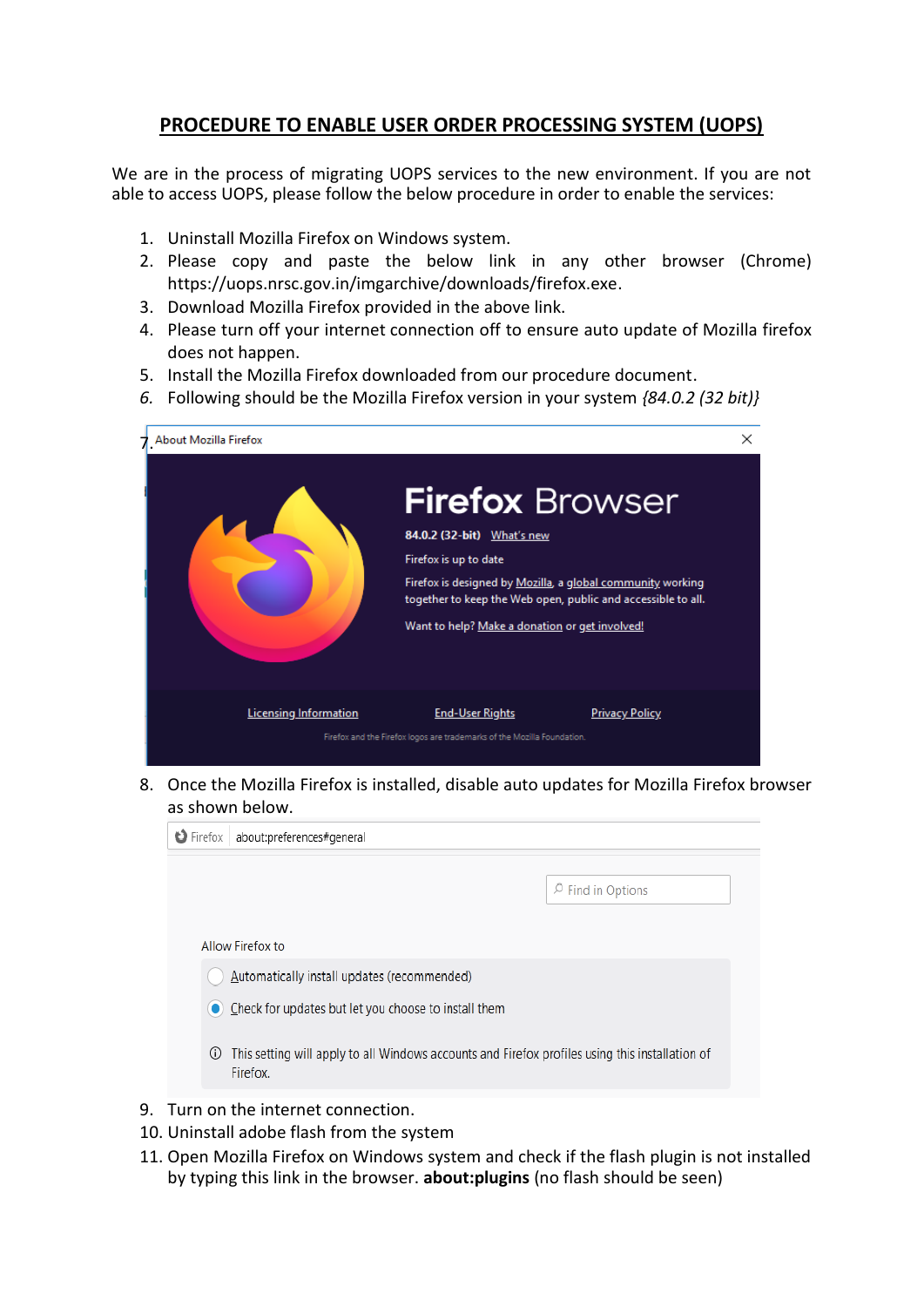# PROCEDURE TO ENABLE USER ORDER PROCESSING SYSTEM (UOPS)

We are in the process of migrating UOPS services to the new environment. If you are not able to access UOPS, please follow the below procedure in order to enable the services:

1. Uninstall Mozilla Firefox on Windows system.
2. Please copy and paste the below link in any other browser (Chrome) https://uops.nrsc.gov.in/imgarchive/downloads/firefox.exe.
3. Download Mozilla Firefox provided in the above link.
4. Please turn off your internet connection off to ensure auto update of Mozilla firefox does not happen.
5. Install the Mozilla Firefox downloaded from our procedure document.
6. *Following should be the Mozilla Firefox version in your system {84.0.2 (32 bit)}*
7. About Mozilla Firefox

   Firefox Browser

   84.0.2 (32-bit) What's new

   Firefox is up to date

   Firefox is designed by Mozilla, a global community working together to keep the Web open, public and accessible to all.

   Want to help? Make a donation or get involved!

   Licensing Information End-User Rights Privacy Policy

   Firefox and the Firefox logos are trademarks of the Mozilla Foundation.

8. Once the Mozilla Firefox is installed, disable auto updates for Mozilla Firefox browser as shown below.

   Firefox about:preferences#general

   Find in Options

   Allow Firefox to

   - Automatically install updates (recommended)
   - Check for updates but let you choose to install them

   This setting will apply to all Windows accounts and Firefox profiles using this installation of Firefox.

9. Turn on the internet connection.
10. Uninstall adobe flash from the system
11. Open Mozilla Firefox on Windows system and check if the flash plugin is not installed by typing this link in the browser. **about:plugins** (no flash should be seen)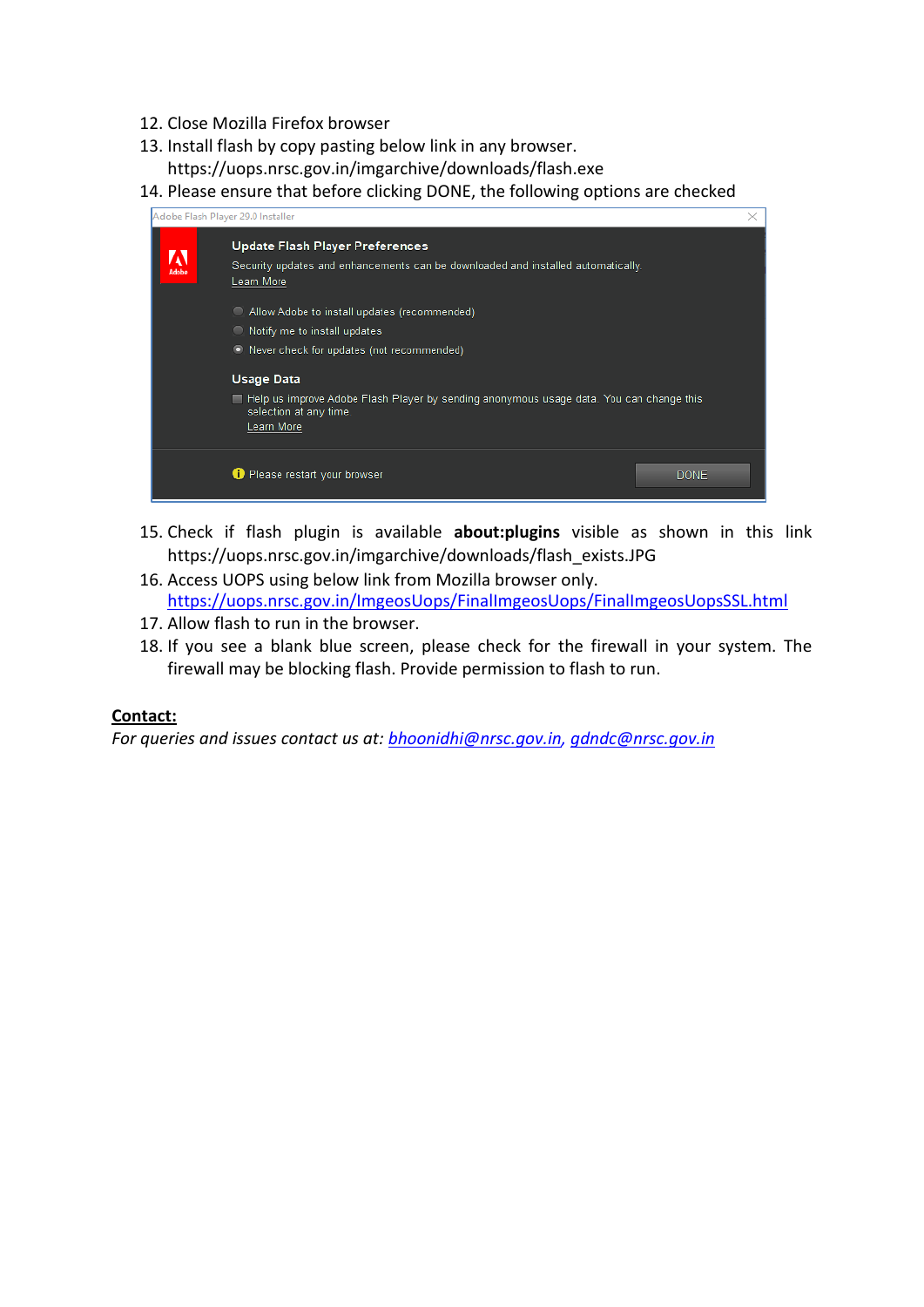12. Close Mozilla Firefox browser
13. Install flash by copy pasting below link in any browser.
    https://uops.nrsc.gov.in/imgarchive/downloads/flash.exe
14. Please ensure that before clicking DONE, the following options are checked

    Adobe Flash Player 29.0 Installer

    **Update Flash Player Preferences**

    Security updates and enhancements can be downloaded and installed automatically.
    Learn More

    - Allow Adobe to install updates (recommended)
    - Notify me to install updates
    - Never check for updates (not recommended)

    **Usage Data**

    - Help us improve Adobe Flash Player by sending anonymous usage data. You can change this selection at any time.
      Learn More

    Please restart your browser

    DONE

15. Check if flash plugin is available **about:plugins** visible as shown in this link https://uops.nrsc.gov.in/imgarchive/downloads/flash_exists.JPG
16. Access UOPS using below link from Mozilla browser only.
    https://uops.nrsc.gov.in/ImgeosUops/FinalImgeosUops/FinalImgeosUopsSSL.html
17. Allow flash to run in the browser.
18. If you see a blank blue screen, please check for the firewall in your system. The firewall may be blocking flash. Provide permission to flash to run.

**Contact:**

*For queries and issues contact us at: bhoonidhi@nrsc.gov.in, gdndc@nrsc.gov.in*